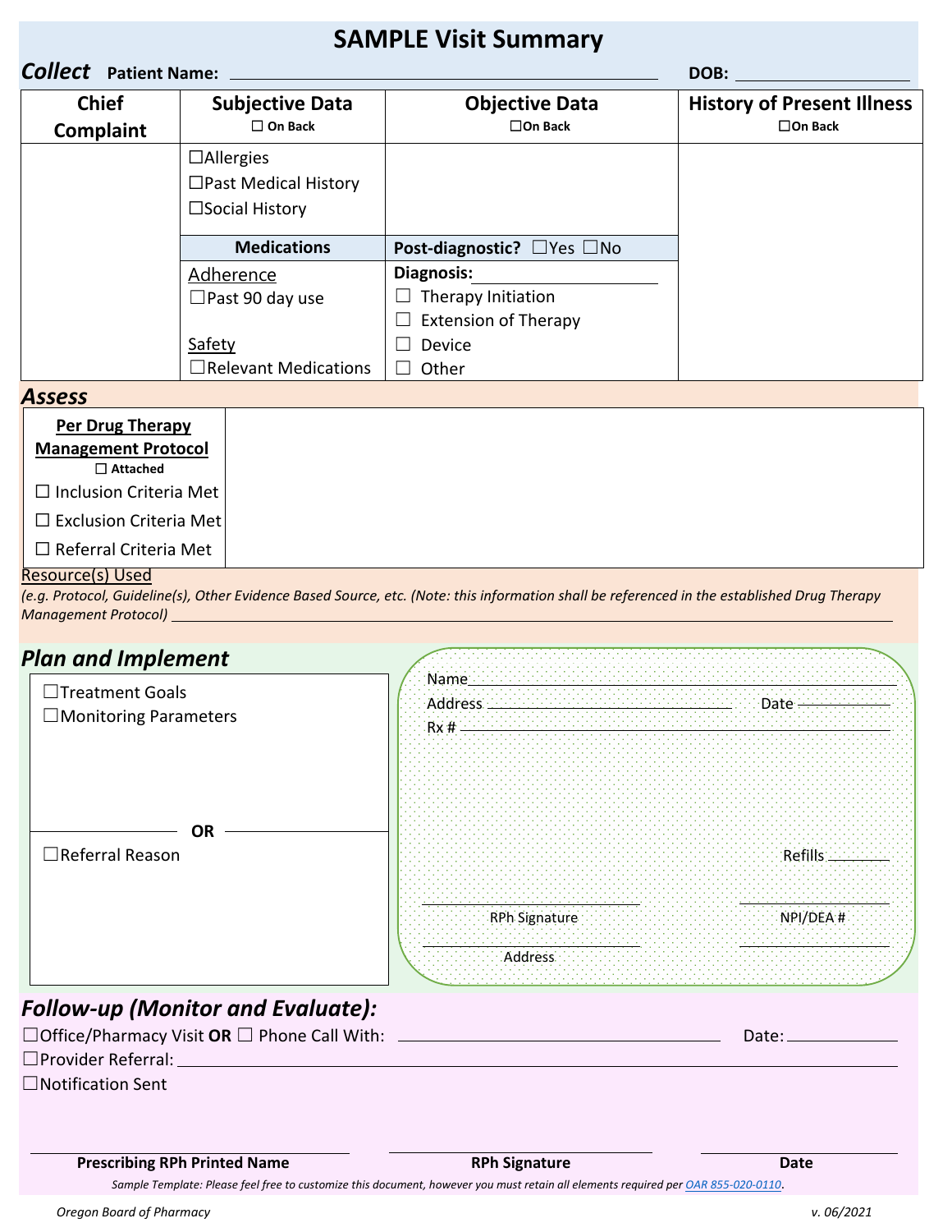# SAMPLE Visit Summary

***Collect*** **Patient Name:** ______________________________ **DOB:** ____________

| Chief Complaint | Subjective Data ☐ On Back | Objective Data ☐ On Back | History of Present Illness ☐ On Back |
|---|---|---|---|
| | ☐Allergies<br>☐Past Medical History<br>☐Social History | | |
| | **Medications** | **Post-diagnostic?** ☐Yes ☐No | |
| | Adherence<br>☐Past 90 day use<br><br>Safety<br>☐Relevant Medications | **Diagnosis:** ____________<br>☐ Therapy Initiation<br>☐ Extension of Therapy<br>☐ Device<br>☐ Other | |

## *Assess*

| **Per Drug Therapy Management Protocol** ☐ Attached | |
|---|---|
| ☐ Inclusion Criteria Met<br>☐ Exclusion Criteria Met<br>☐ Referral Criteria Met | |

Resource(s) Used

*(e.g. Protocol, Guideline(s), Other Evidence Based Source, etc. (Note: this information shall be referenced in the established Drug Therapy Management Protocol)* ______________________________

## *Plan and Implement*

☐Treatment Goals

☐Monitoring Parameters

**OR**

☐Referral Reason

Name ______________________________

Address ____________________ Date __________

Rx # ______________________________

Refills ________

______________________ RPh Signature

______________________ NPI/DEA #

______________________ Address

## *Follow-up (Monitor and Evaluate):*

☐Office/Pharmacy Visit **OR** ☐ Phone Call With: ______________________ Date: __________

☐Provider Referral: ______________________________

☐Notification Sent

______________________ **Prescribing RPh Printed Name**

______________________ **RPh Signature**

______________________ **Date**

*Sample Template: Please feel free to customize this document, however you must retain all elements required per [OAR 855-020-0110](OAR 855-020-0110).*

*Oregon Board of Pharmacy* *v. 06/2021*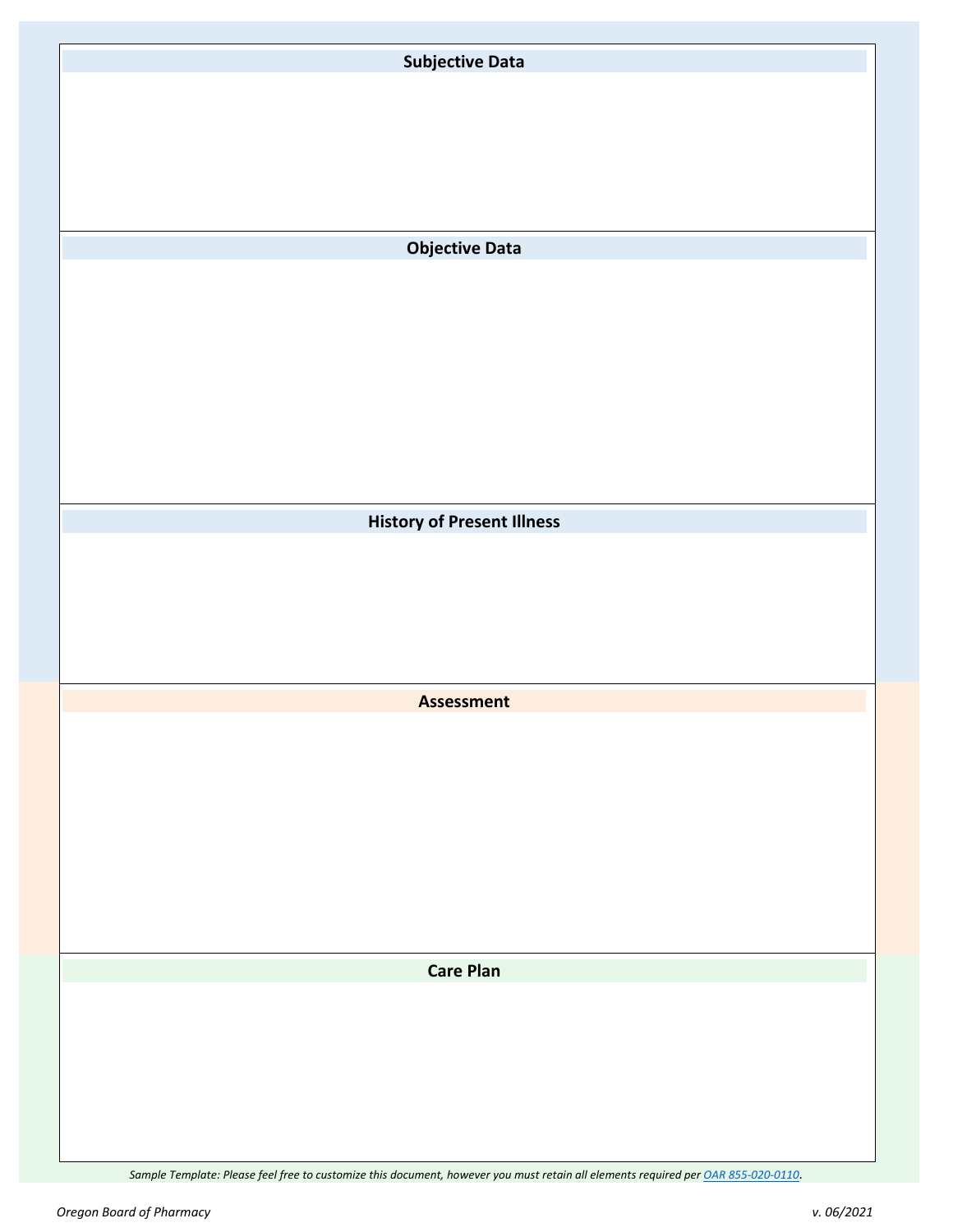## Subjective Data

## Objective Data

## History of Present Illness

## Assessment

## Care Plan

*Sample Template: Please feel free to customize this document, however you must retain all elements required per [OAR 855-020-0110](OAR 855-020-0110).*

*Oregon Board of Pharmacy* *v. 06/2021*